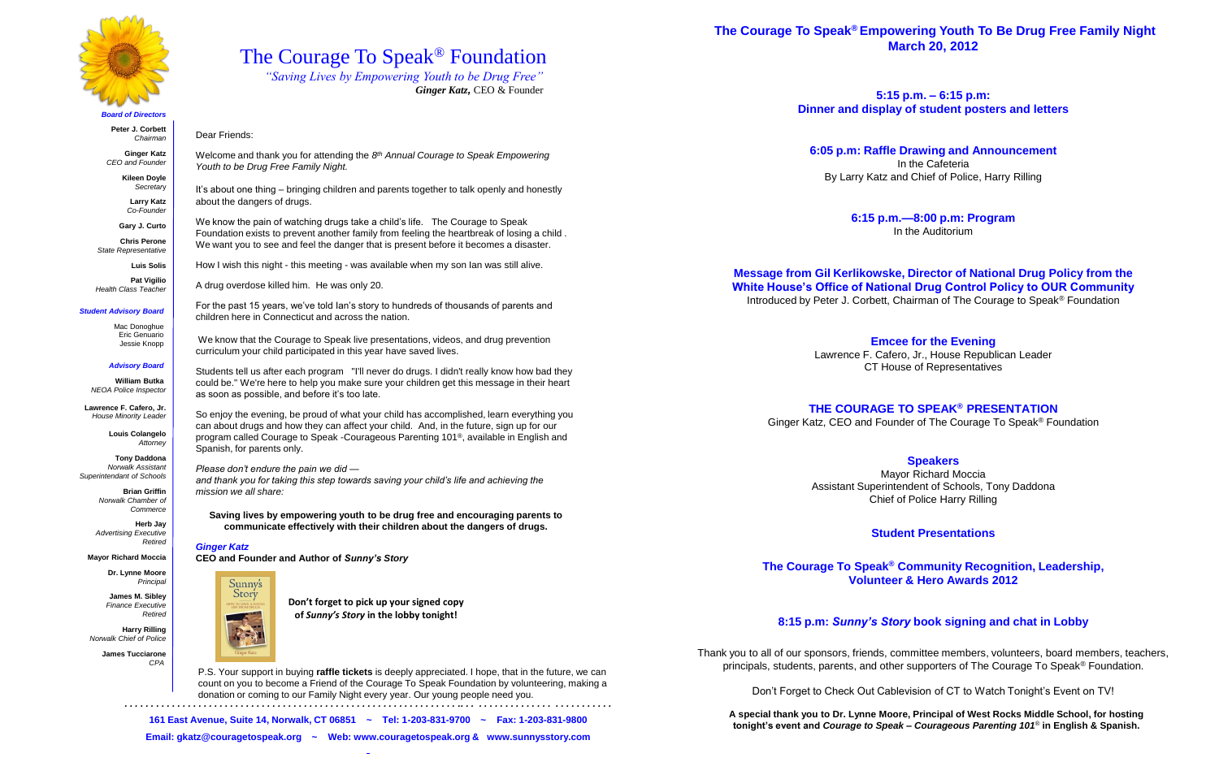# The Courage To Speak® Foundation

*"Saving Lives by Empowering Youth to be Drug Free"*

***Ginger Katz,*** CEO & Founder

***Board of Directors***

**Peter J. Corbett**
*Chairman*

**Ginger Katz**
*CEO and Founder*

**Kileen Doyle**
*Secretary*

**Larry Katz**
*Co-Founder*

**Gary J. Curto**

**Chris Perone**
*State Representative*

**Luis Solis**

**Pat Vigilio**
*Health Class Teacher*

***Student Advisory Board***

Mac Donoghue
Eric Genuario
Jessie Knopp

***Advisory Board***

**William Butka**
*NEOA Police Inspector*

**Lawrence F. Cafero, Jr.**
*House Minority Leader*

**Louis Colangelo**
*Attorney*

**Tony Daddona**
*Norwalk Assistant Superintendant of Schools*

**Brian Griffin**
*Norwalk Chamber of Commerce*

**Herb Jay**
*Advertising Executive Retired*

**Mayor Richard Moccia**

**Dr. Lynne Moore**
*Principal*

**James M. Sibley**
*Finance Executive Retired*

**Harry Rilling**
*Norwalk Chief of Police*

**James Tucciarone**
*CPA*

Dear Friends:

Welcome and thank you for attending the *8th Annual Courage to Speak Empowering Youth to be Drug Free Family Night.*

It's about one thing – bringing children and parents together to talk openly and honestly about the dangers of drugs.

We know the pain of watching drugs take a child's life. The Courage to Speak Foundation exists to prevent another family from feeling the heartbreak of losing a child . We want you to see and feel the danger that is present before it becomes a disaster.

How I wish this night - this meeting - was available when my son Ian was still alive.

A drug overdose killed him. He was only 20.

For the past 15 years, we've told Ian's story to hundreds of thousands of parents and children here in Connecticut and across the nation.

We know that the Courage to Speak live presentations, videos, and drug prevention curriculum your child participated in this year have saved lives.

Students tell us after each program "I'll never do drugs. I didn't really know how bad they could be." We're here to help you make sure your children get this message in their heart as soon as possible, and before it's too late.

So enjoy the evening, be proud of what your child has accomplished, learn everything you can about drugs and how they can affect your child. And, in the future, sign up for our program called Courage to Speak -Courageous Parenting 101®, available in English and Spanish, for parents only.

*Please don't endure the pain we did —*
*and thank you for taking this step towards saving your child's life and achieving the mission we all share:*

**Saving lives by empowering youth to be drug free and encouraging parents to communicate effectively with their children about the dangers of drugs.**

***Ginger Katz***
**CEO and Founder and Author of *Sunny's Story***

**Don't forget to pick up your signed copy of *Sunny's Story* in the lobby tonight!**

P.S. Your support in buying **raffle tickets** is deeply appreciated. I hope, that in the future, we can count on you to become a Friend of the Courage To Speak Foundation by volunteering, making a donation or coming to our Family Night every year. Our young people need you.

**161 East Avenue, Suite 14, Norwalk, CT 06851 ~ Tel: 1-203-831-9700 ~ Fax: 1-203-831-9800**

**Email: gkatz@couragetospeak.org ~ Web: www.couragetospeak.org & www.sunnysstory.com**

## The Courage To Speak® Empowering Youth To Be Drug Free Family Night March 20, 2012

**5:15 p.m. – 6:15 p.m:**
**Dinner and display of student posters and letters**

**6:05 p.m: Raffle Drawing and Announcement**
In the Cafeteria
By Larry Katz and Chief of Police, Harry Rilling

**6:15 p.m.—8:00 p.m: Program**
In the Auditorium

**Message from Gil Kerlikowske, Director of National Drug Policy from the White House's Office of National Drug Control Policy to OUR Community**
Introduced by Peter J. Corbett, Chairman of The Courage to Speak® Foundation

**Emcee for the Evening**
Lawrence F. Cafero, Jr., House Republican Leader
CT House of Representatives

**THE COURAGE TO SPEAK® PRESENTATION**
Ginger Katz, CEO and Founder of The Courage To Speak® Foundation

**Speakers**
Mayor Richard Moccia
Assistant Superintendent of Schools, Tony Daddona
Chief of Police Harry Rilling

**Student Presentations**

**The Courage To Speak® Community Recognition, Leadership, Volunteer & Hero Awards 2012**

**8:15 p.m: *Sunny's Story* book signing and chat in Lobby**

Thank you to all of our sponsors, friends, committee members, volunteers, board members, teachers, principals, students, parents, and other supporters of The Courage To Speak® Foundation.

Don't Forget to Check Out Cablevision of CT to Watch Tonight's Event on TV!

**A special thank you to Dr. Lynne Moore, Principal of West Rocks Middle School, for hosting tonight's event and *Courage to Speak – Courageous Parenting 101*® in English & Spanish.**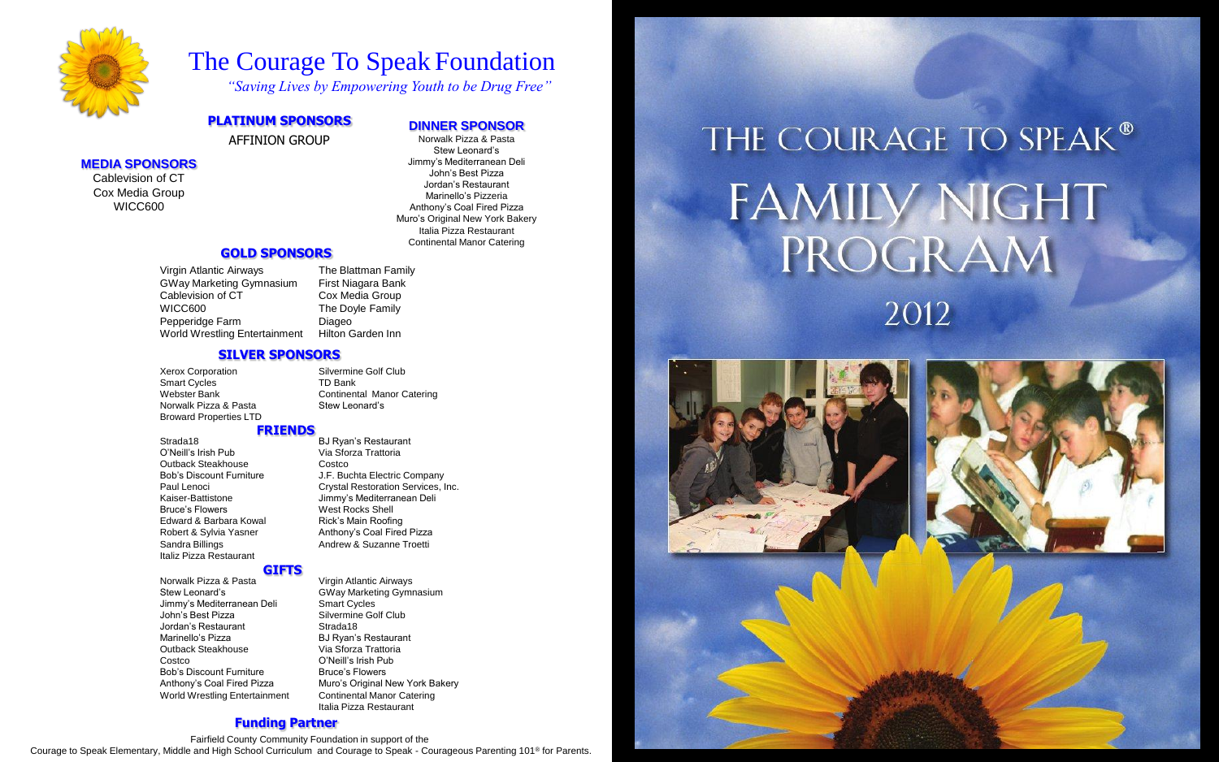# The Courage To Speak Foundation

*"Saving Lives by Empowering Youth to be Drug Free"*

## PLATINUM SPONSORS

AFFINION GROUP

## MEDIA SPONSORS

Cablevision of CT
Cox Media Group
WICC600

## DINNER SPONSOR

Norwalk Pizza & Pasta
Stew Leonard's
Jimmy's Mediterranean Deli
John's Best Pizza
Jordan's Restaurant
Marinello's Pizzeria
Anthony's Coal Fired Pizza
Muro's Original New York Bakery
Italia Pizza Restaurant
Continental Manor Catering

## GOLD SPONSORS

Virgin Atlantic Airways
GWay Marketing Gymnasium
Cablevision of CT
WICC600
Pepperidge Farm
World Wrestling Entertainment
The Blattman Family
First Niagara Bank
Cox Media Group
The Doyle Family
Diageo
Hilton Garden Inn

## SILVER SPONSORS

Xerox Corporation
Smart Cycles
Webster Bank
Norwalk Pizza & Pasta
Broward Properties LTD
Silvermine Golf Club
TD Bank
Continental Manor Catering
Stew Leonard's

## FRIENDS

Strada18
O'Neill's Irish Pub
Outback Steakhouse
Bob's Discount Furniture
Paul Lenoci
Kaiser-Battistone
Bruce's Flowers
Edward & Barbara Kowal
Robert & Sylvia Yasner
Sandra Billings
Italiz Pizza Restaurant
BJ Ryan's Restaurant
Via Sforza Trattoria
Costco
J.F. Buchta Electric Company
Crystal Restoration Services, Inc.
Jimmy's Mediterranean Deli
West Rocks Shell
Rick's Main Roofing
Anthony's Coal Fired Pizza
Andrew & Suzanne Troetti

## GIFTS

Norwalk Pizza & Pasta
Stew Leonard's
Jimmy's Mediterranean Deli
John's Best Pizza
Jordan's Restaurant
Marinello's Pizza
Outback Steakhouse
Costco
Bob's Discount Furniture
Anthony's Coal Fired Pizza
World Wrestling Entertainment
Virgin Atlantic Airways
GWay Marketing Gymnasium
Smart Cycles
Silvermine Golf Club
Strada18
BJ Ryan's Restaurant
Via Sforza Trattoria
O'Neill's Irish Pub
Bruce's Flowers
Muro's Original New York Bakery
Continental Manor Catering
Italia Pizza Restaurant

## Funding Partner

Fairfield County Community Foundation in support of the
Courage to Speak Elementary, Middle and High School Curriculum and Courage to Speak - Courageous Parenting 101® for Parents.

# THE COURAGE TO SPEAK®

# FAMILY NIGHT PROGRAM

## 2012